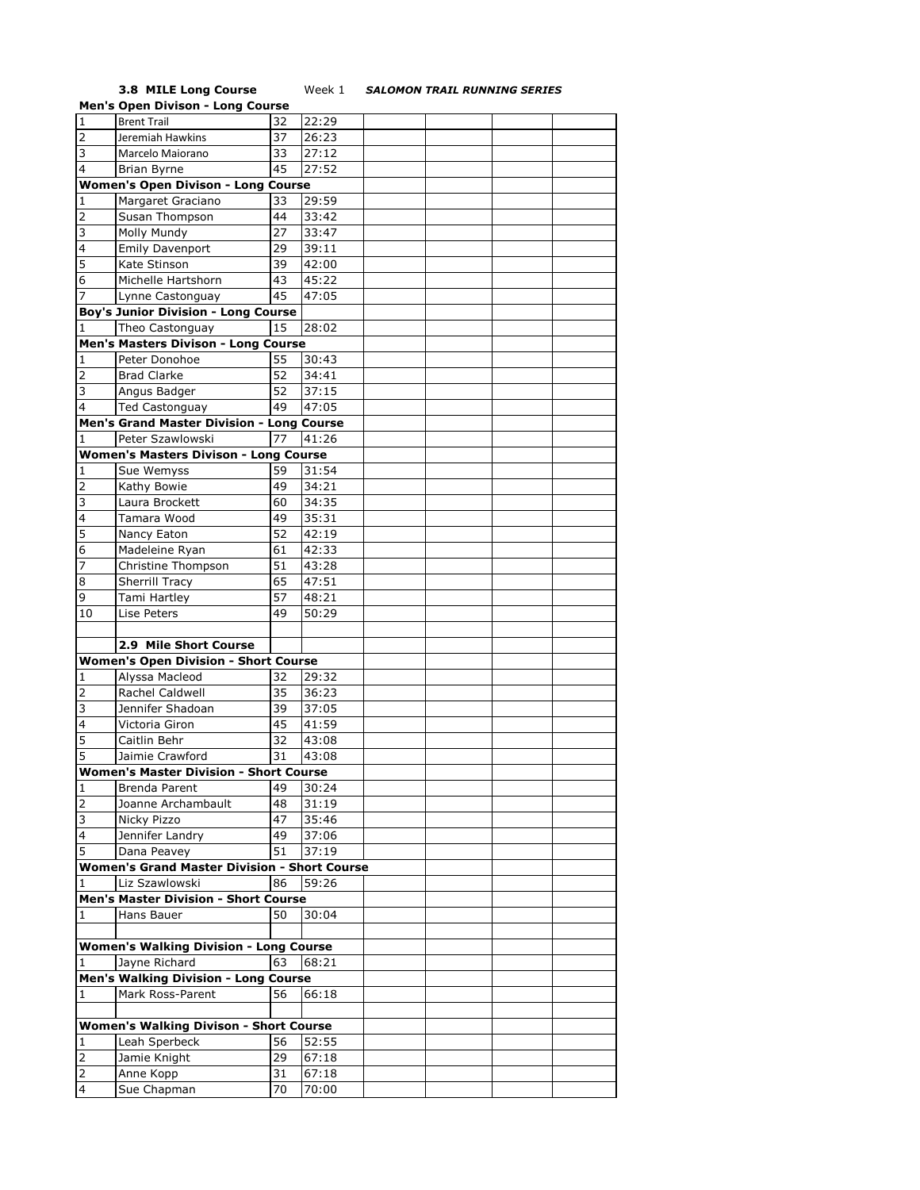**3.8 MILE Long Course** Week 1 ***SALOMON TRAIL RUNNING SERIES***

| Place | Name | Age | Time | | | | |
|---|---|---|---|---|---|---|---|
| **Men's Open Divison - Long Course** | | | | | | | |
| 1 | Brent Trail | 32 | 22:29 | | | | |
| 2 | Jeremiah Hawkins | 37 | 26:23 | | | | |
| 3 | Marcelo Maiorano | 33 | 27:12 | | | | |
| 4 | Brian Byrne | 45 | 27:52 | | | | |
| **Women's Open Divison - Long Course** | | | | | | | |
| 1 | Margaret Graciano | 33 | 29:59 | | | | |
| 2 | Susan Thompson | 44 | 33:42 | | | | |
| 3 | Molly Mundy | 27 | 33:47 | | | | |
| 4 | Emily Davenport | 29 | 39:11 | | | | |
| 5 | Kate Stinson | 39 | 42:00 | | | | |
| 6 | Michelle Hartshorn | 43 | 45:22 | | | | |
| 7 | Lynne Castonguay | 45 | 47:05 | | | | |
| **Boy's Junior Division - Long Course** | | | | | | | |
| 1 | Theo Castonguay | 15 | 28:02 | | | | |
| **Men's Masters Divison - Long Course** | | | | | | | |
| 1 | Peter Donohoe | 55 | 30:43 | | | | |
| 2 | Brad Clarke | 52 | 34:41 | | | | |
| 3 | Angus Badger | 52 | 37:15 | | | | |
| 4 | Ted Castonguay | 49 | 47:05 | | | | |
| **Men's Grand Master Division - Long Course** | | | | | | | |
| 1 | Peter Szawlowski | 77 | 41:26 | | | | |
| **Women's Masters Divison - Long Course** | | | | | | | |
| 1 | Sue Wemyss | 59 | 31:54 | | | | |
| 2 | Kathy Bowie | 49 | 34:21 | | | | |
| 3 | Laura Brockett | 60 | 34:35 | | | | |
| 4 | Tamara Wood | 49 | 35:31 | | | | |
| 5 | Nancy Eaton | 52 | 42:19 | | | | |
| 6 | Madeleine Ryan | 61 | 42:33 | | | | |
| 7 | Christine Thompson | 51 | 43:28 | | | | |
| 8 | Sherrill Tracy | 65 | 47:51 | | | | |
| 9 | Tami Hartley | 57 | 48:21 | | | | |
| 10 | Lise Peters | 49 | 50:29 | | | | |
| | | | | | | | |
| | **2.9 Mile Short Course** | | | | | | |
| **Women's Open Division - Short Course** | | | | | | | |
| 1 | Alyssa Macleod | 32 | 29:32 | | | | |
| 2 | Rachel Caldwell | 35 | 36:23 | | | | |
| 3 | Jennifer Shadoan | 39 | 37:05 | | | | |
| 4 | Victoria Giron | 45 | 41:59 | | | | |
| 5 | Caitlin Behr | 32 | 43:08 | | | | |
| 5 | Jaimie Crawford | 31 | 43:08 | | | | |
| **Women's Master Division - Short Course** | | | | | | | |
| 1 | Brenda Parent | 49 | 30:24 | | | | |
| 2 | Joanne Archambault | 48 | 31:19 | | | | |
| 3 | Nicky Pizzo | 47 | 35:46 | | | | |
| 4 | Jennifer Landry | 49 | 37:06 | | | | |
| 5 | Dana Peavey | 51 | 37:19 | | | | |
| **Women's Grand Master Division - Short Course** | | | | | | | |
| 1 | Liz Szawlowski | 86 | 59:26 | | | | |
| **Men's Master Division - Short Course** | | | | | | | |
| 1 | Hans Bauer | 50 | 30:04 | | | | |
| | | | | | | | |
| **Women's Walking Division - Long Course** | | | | | | | |
| 1 | Jayne Richard | 63 | 68:21 | | | | |
| **Men's Walking Division - Long Course** | | | | | | | |
| 1 | Mark Ross-Parent | 56 | 66:18 | | | | |
| | | | | | | | |
| **Women's Walking Divison - Short Course** | | | | | | | |
| 1 | Leah Sperbeck | 56 | 52:55 | | | | |
| 2 | Jamie Knight | 29 | 67:18 | | | | |
| 2 | Anne Kopp | 31 | 67:18 | | | | |
| 4 | Sue Chapman | 70 | 70:00 | | | | |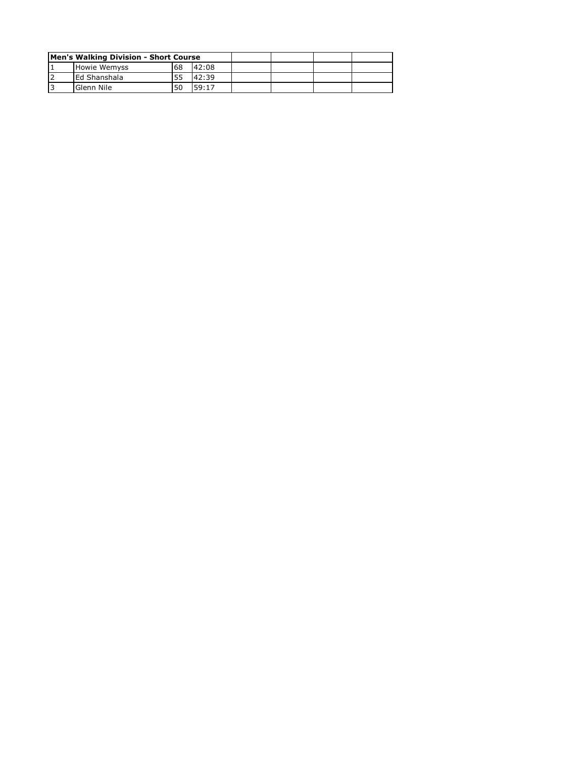| Men's Walking Division - Short Course | | | | | | | |
|---|---|---|---|---|---|---|---|
| 1 | Howie Wemyss | 68 | 42:08 | | | | |
| 2 | Ed Shanshala | 55 | 42:39 | | | | |
| 3 | Glenn Nile | 50 | 59:17 | | | | |